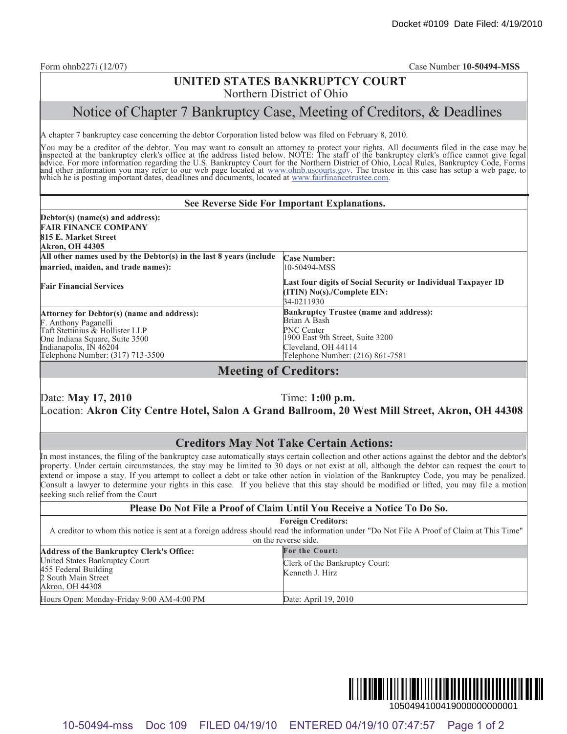Docket #0109 Date Filed: 4/19/2010

Form ohnb227i (12/07) Case Number **10-50494-MSS**

# UNITED STATES BANKRUPTCY COURT
Northern District of Ohio

## Notice of Chapter 7 Bankruptcy Case, Meeting of Creditors, & Deadlines

A chapter 7 bankruptcy case concerning the debtor Corporation listed below was filed on February 8, 2010.

You may be a creditor of the debtor. You may want to consult an attorney to protect your rights. All documents filed in the case may be inspected at the bankruptcy clerk's office at the address listed below. NOTE: The staff of the bankruptcy clerk's office cannot give legal advice. For more information regarding the U.S. Bankruptcy Court for the Northern District of Ohio, Local Rules, Bankruptcy Code, Forms and other information you may refer to our web page located at www.ohnb.uscourts.gov. The trustee in this case has setup a web page, to which he is posting important dates, deadlines and documents, located at www.fairfinancetrustee.com.

**See Reverse Side For Important Explanations.**

**Debtor(s) (name(s) and address):**
**FAIR FINANCE COMPANY**
**815 E. Market Street**
**Akron, OH 44305**

| | |
|---|---|
| **All other names used by the Debtor(s) in the last 8 years (include married, maiden, and trade names):**<br><br>**Fair Financial Services** | **Case Number:**<br>10-50494-MSS<br><br>**Last four digits of Social Security or Individual Taxpayer ID (ITIN) No(s)./Complete EIN:**<br>34-0211930 |
| **Attorney for Debtor(s) (name and address):**<br>F. Anthony Paganelli<br>Taft Stettinius & Hollister LLP<br>One Indiana Square, Suite 3500<br>Indianapolis, IN 46204<br>Telephone Number: (317) 713-3500 | **Bankruptcy Trustee (name and address):**<br>Brian A Bash<br>PNC Center<br>1900 East 9th Street, Suite 3200<br>Cleveland, OH 44114<br>Telephone Number: (216) 861-7581 |

## Meeting of Creditors:

Date: **May 17, 2010** Time: **1:00 p.m.**
Location: **Akron City Centre Hotel, Salon A Grand Ballroom, 20 West Mill Street, Akron, OH 44308**

## Creditors May Not Take Certain Actions:

In most instances, the filing of the bankruptcy case automatically stays certain collection and other actions against the debtor and the debtor's property. Under certain circumstances, the stay may be limited to 30 days or not exist at all, although the debtor can request the court to extend or impose a stay. If you attempt to collect a debt or take other action in violation of the Bankruptcy Code, you may be penalized. Consult a lawyer to determine your rights in this case. If you believe that this stay should be modified or lifted, you may file a motion seeking such relief from the Court

**Please Do Not File a Proof of Claim Until You Receive a Notice To Do So.**

**Foreign Creditors:**
A creditor to whom this notice is sent at a foreign address should read the information under "Do Not File A Proof of Claim at This Time" on the reverse side.

| | |
|---|---|
| **Address of the Bankruptcy Clerk's Office:**<br>United States Bankruptcy Court<br>455 Federal Building<br>2 South Main Street<br>Akron, OH 44308 | **For the Court:**<br>Clerk of the Bankruptcy Court:<br>Kenneth J. Hirz |
| Hours Open: Monday-Friday 9:00 AM-4:00 PM | Date: April 19, 2010 |

1050494100419000000000001

10-50494-mss Doc 109 FILED 04/19/10 ENTERED 04/19/10 07:47:57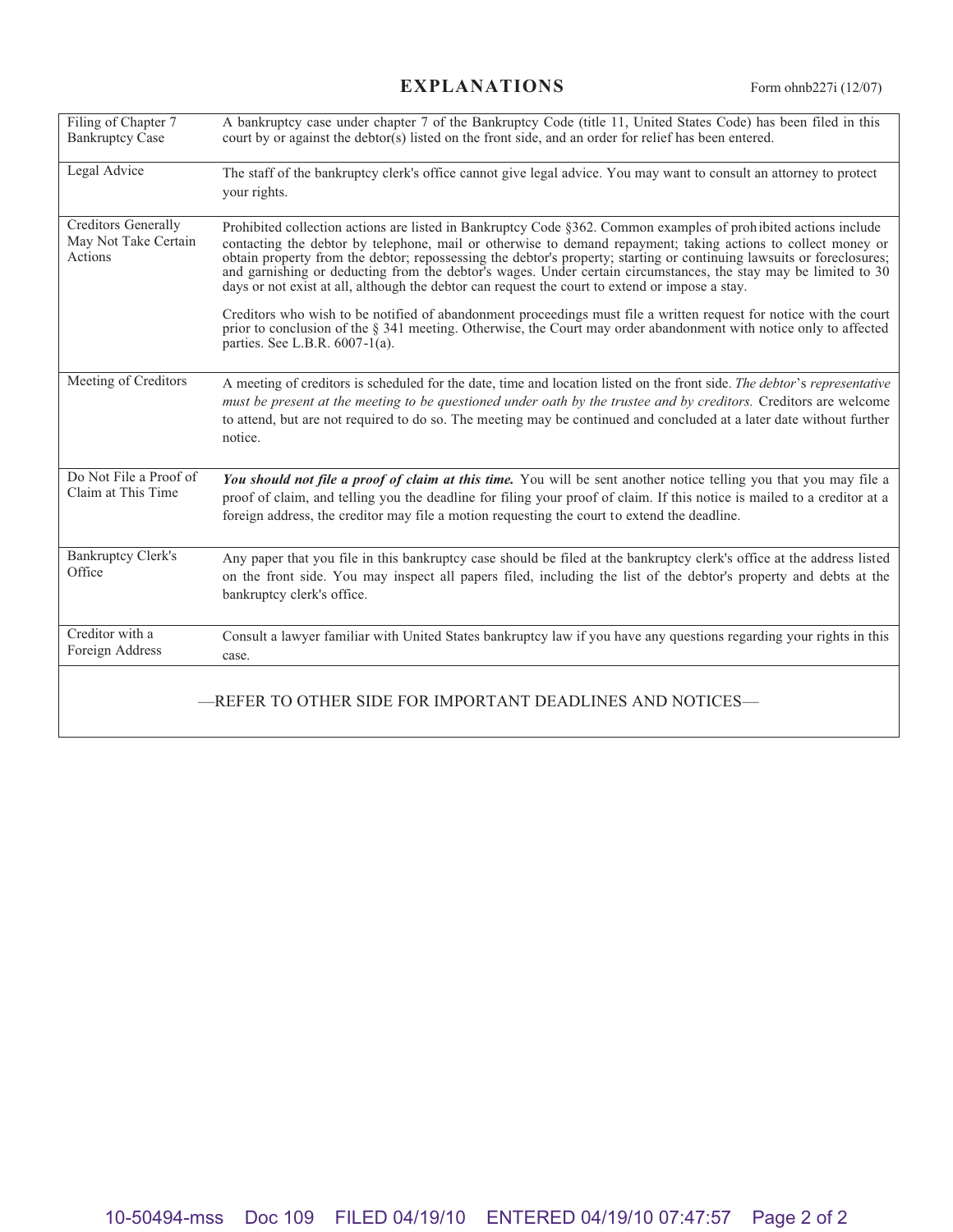# EXPLANATIONS

Form ohnb227i (12/07)

| | |
|---|---|
| Filing of Chapter 7 Bankruptcy Case | A bankruptcy case under chapter 7 of the Bankruptcy Code (title 11, United States Code) has been filed in this court by or against the debtor(s) listed on the front side, and an order for relief has been entered. |
| Legal Advice | The staff of the bankruptcy clerk's office cannot give legal advice. You may want to consult an attorney to protect your rights. |
| Creditors Generally May Not Take Certain Actions | Prohibited collection actions are listed in Bankruptcy Code §362. Common examples of prohibited actions include contacting the debtor by telephone, mail or otherwise to demand repayment; taking actions to collect money or obtain property from the debtor; repossessing the debtor's property; starting or continuing lawsuits or foreclosures; and garnishing or deducting from the debtor's wages. Under certain circumstances, the stay may be limited to 30 days or not exist at all, although the debtor can request the court to extend or impose a stay.<br><br>Creditors who wish to be notified of abandonment proceedings must file a written request for notice with the court prior to conclusion of the § 341 meeting. Otherwise, the Court may order abandonment with notice only to affected parties. See L.B.R. 6007-1(a). |
| Meeting of Creditors | A meeting of creditors is scheduled for the date, time and location listed on the front side. *The debtor's representative must be present at the meeting to be questioned under oath by the trustee and by creditors.* Creditors are welcome to attend, but are not required to do so. The meeting may be continued and concluded at a later date without further notice. |
| Do Not File a Proof of Claim at This Time | ***You should not file a proof of claim at this time.*** You will be sent another notice telling you that you may file a proof of claim, and telling you the deadline for filing your proof of claim. If this notice is mailed to a creditor at a foreign address, the creditor may file a motion requesting the court to extend the deadline. |
| Bankruptcy Clerk's Office | Any paper that you file in this bankruptcy case should be filed at the bankruptcy clerk's office at the address listed on the front side. You may inspect all papers filed, including the list of the debtor's property and debts at the bankruptcy clerk's office. |
| Creditor with a Foreign Address | Consult a lawyer familiar with United States bankruptcy law if you have any questions regarding your rights in this case. |

—REFER TO OTHER SIDE FOR IMPORTANT DEADLINES AND NOTICES—